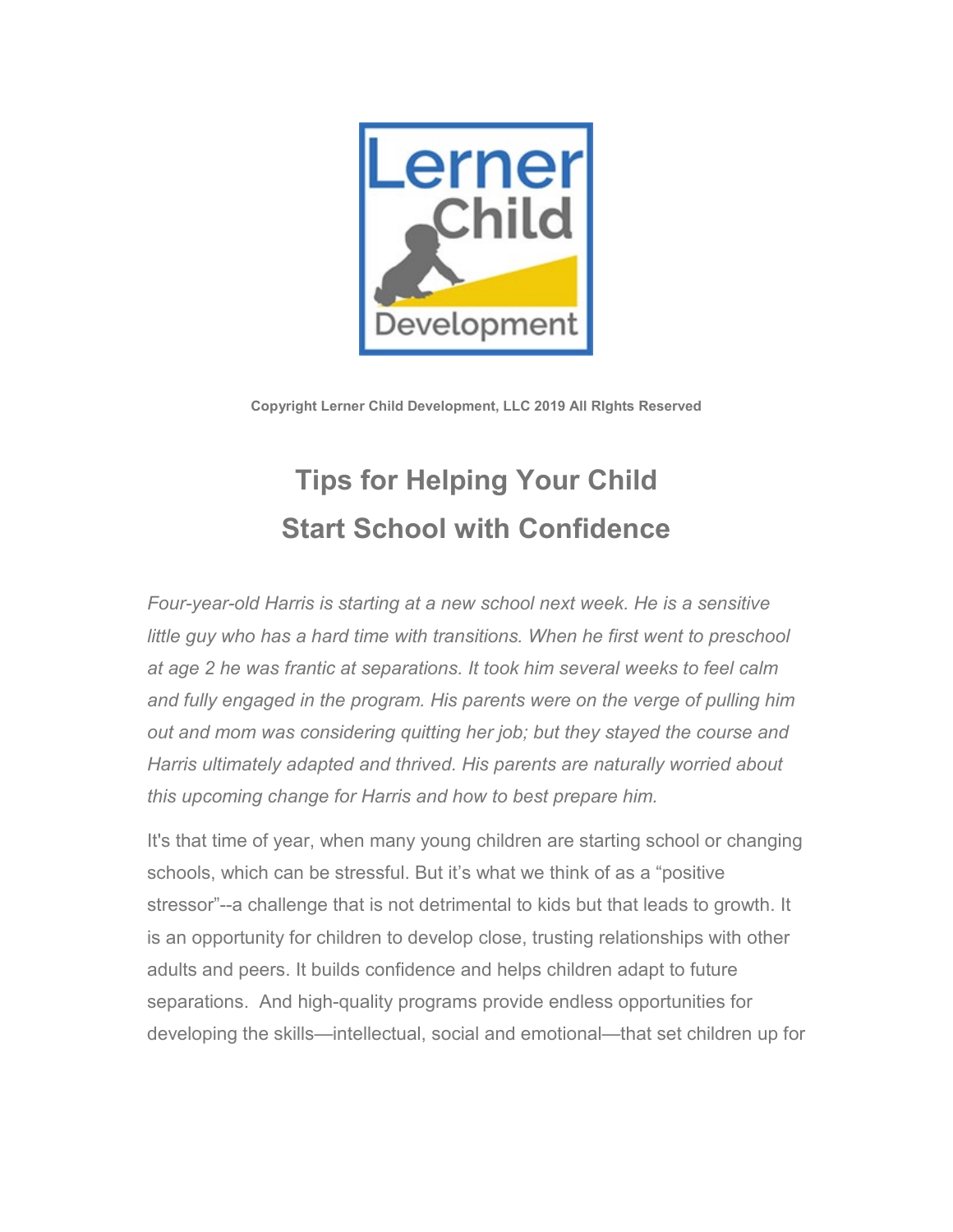Lerner Child Development

**Copyright Lerner Child Development, LLC 2019 All RIghts Reserved**

# Tips for Helping Your Child Start School with Confidence

*Four-year-old Harris is starting at a new school next week. He is a sensitive little guy who has a hard time with transitions. When he first went to preschool at age 2 he was frantic at separations. It took him several weeks to feel calm and fully engaged in the program. His parents were on the verge of pulling him out and mom was considering quitting her job; but they stayed the course and Harris ultimately adapted and thrived. His parents are naturally worried about this upcoming change for Harris and how to best prepare him.*

It's that time of year, when many young children are starting school or changing schools, which can be stressful. But it's what we think of as a "positive stressor"--a challenge that is not detrimental to kids but that leads to growth. It is an opportunity for children to develop close, trusting relationships with other adults and peers. It builds confidence and helps children adapt to future separations. And high-quality programs provide endless opportunities for developing the skills—intellectual, social and emotional—that set children up for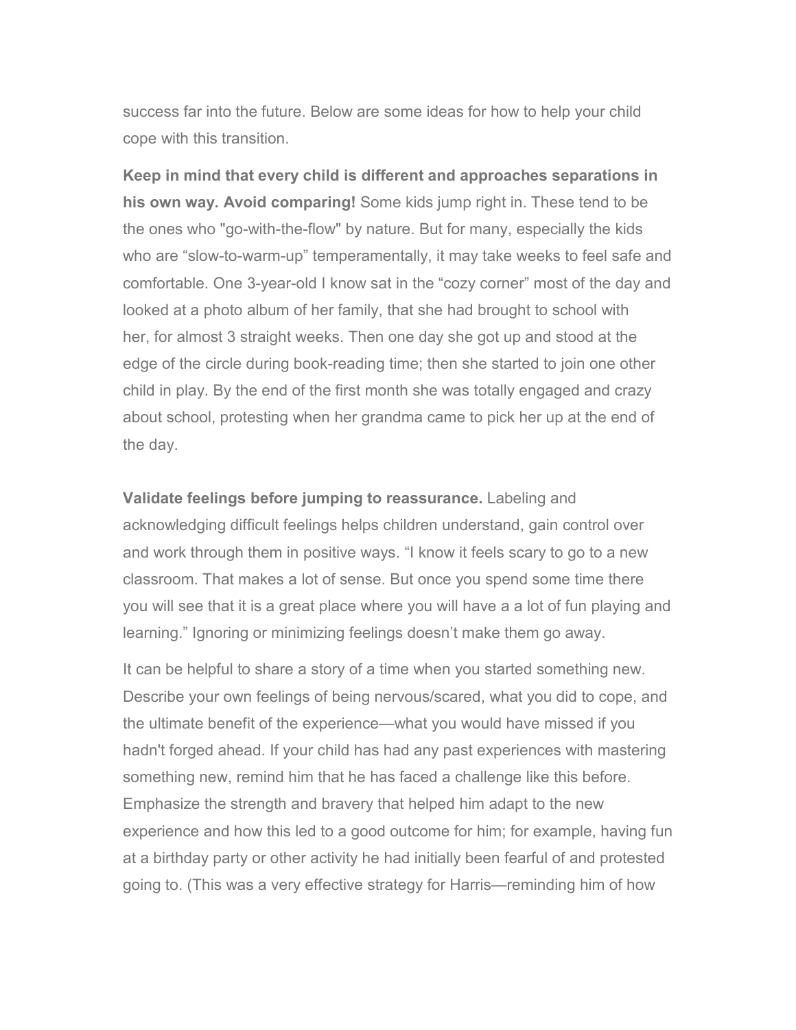success far into the future. Below are some ideas for how to help your child cope with this transition.

**Keep in mind that every child is different and approaches separations in his own way. Avoid comparing!** Some kids jump right in. These tend to be the ones who "go-with-the-flow" by nature. But for many, especially the kids who are "slow-to-warm-up" temperamentally, it may take weeks to feel safe and comfortable. One 3-year-old I know sat in the "cozy corner" most of the day and looked at a photo album of her family, that she had brought to school with her, for almost 3 straight weeks. Then one day she got up and stood at the edge of the circle during book-reading time; then she started to join one other child in play. By the end of the first month she was totally engaged and crazy about school, protesting when her grandma came to pick her up at the end of the day.

**Validate feelings before jumping to reassurance.** Labeling and acknowledging difficult feelings helps children understand, gain control over and work through them in positive ways. "I know it feels scary to go to a new classroom. That makes a lot of sense. But once you spend some time there you will see that it is a great place where you will have a a lot of fun playing and learning." Ignoring or minimizing feelings doesn't make them go away.

It can be helpful to share a story of a time when you started something new. Describe your own feelings of being nervous/scared, what you did to cope, and the ultimate benefit of the experience—what you would have missed if you hadn't forged ahead. If your child has had any past experiences with mastering something new, remind him that he has faced a challenge like this before. Emphasize the strength and bravery that helped him adapt to the new experience and how this led to a good outcome for him; for example, having fun at a birthday party or other activity he had initially been fearful of and protested going to. (This was a very effective strategy for Harris—reminding him of how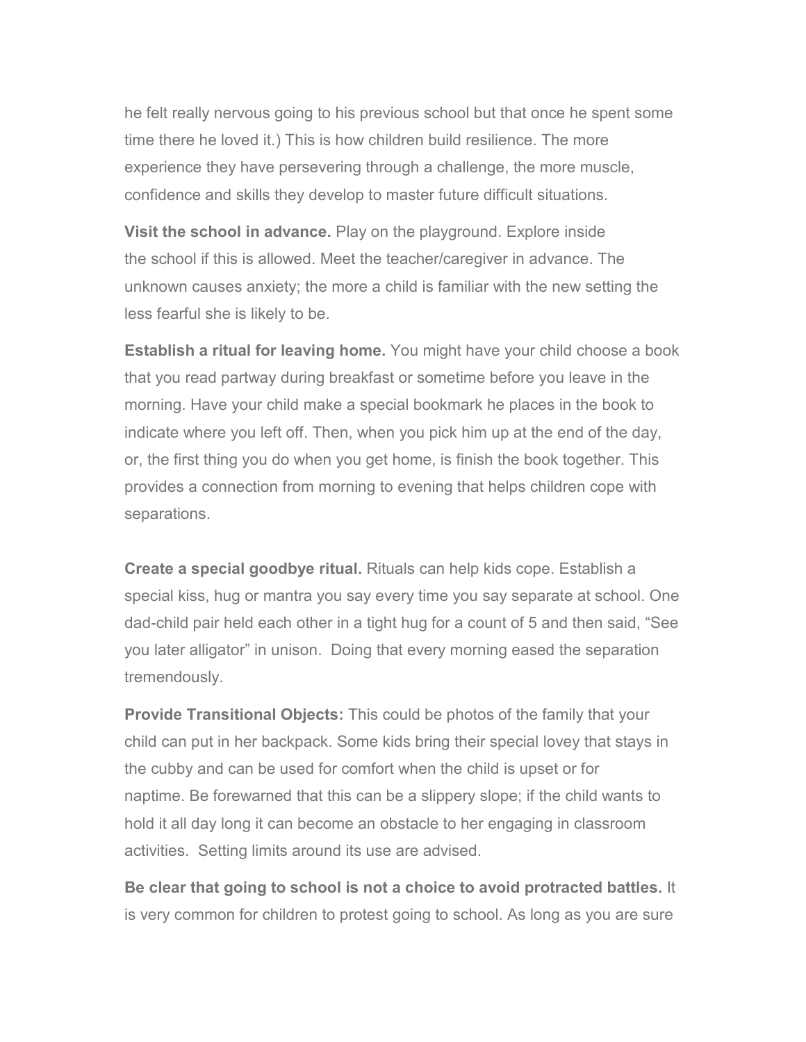he felt really nervous going to his previous school but that once he spent some time there he loved it.) This is how children build resilience. The more experience they have persevering through a challenge, the more muscle, confidence and skills they develop to master future difficult situations.

**Visit the school in advance.** Play on the playground. Explore inside the school if this is allowed. Meet the teacher/caregiver in advance. The unknown causes anxiety; the more a child is familiar with the new setting the less fearful she is likely to be.

**Establish a ritual for leaving home.** You might have your child choose a book that you read partway during breakfast or sometime before you leave in the morning. Have your child make a special bookmark he places in the book to indicate where you left off. Then, when you pick him up at the end of the day, or, the first thing you do when you get home, is finish the book together. This provides a connection from morning to evening that helps children cope with separations.

**Create a special goodbye ritual.** Rituals can help kids cope. Establish a special kiss, hug or mantra you say every time you say separate at school. One dad-child pair held each other in a tight hug for a count of 5 and then said, "See you later alligator" in unison. Doing that every morning eased the separation tremendously.

**Provide Transitional Objects:** This could be photos of the family that your child can put in her backpack. Some kids bring their special lovey that stays in the cubby and can be used for comfort when the child is upset or for naptime. Be forewarned that this can be a slippery slope; if the child wants to hold it all day long it can become an obstacle to her engaging in classroom activities. Setting limits around its use are advised.

**Be clear that going to school is not a choice to avoid protracted battles.** It is very common for children to protest going to school. As long as you are sure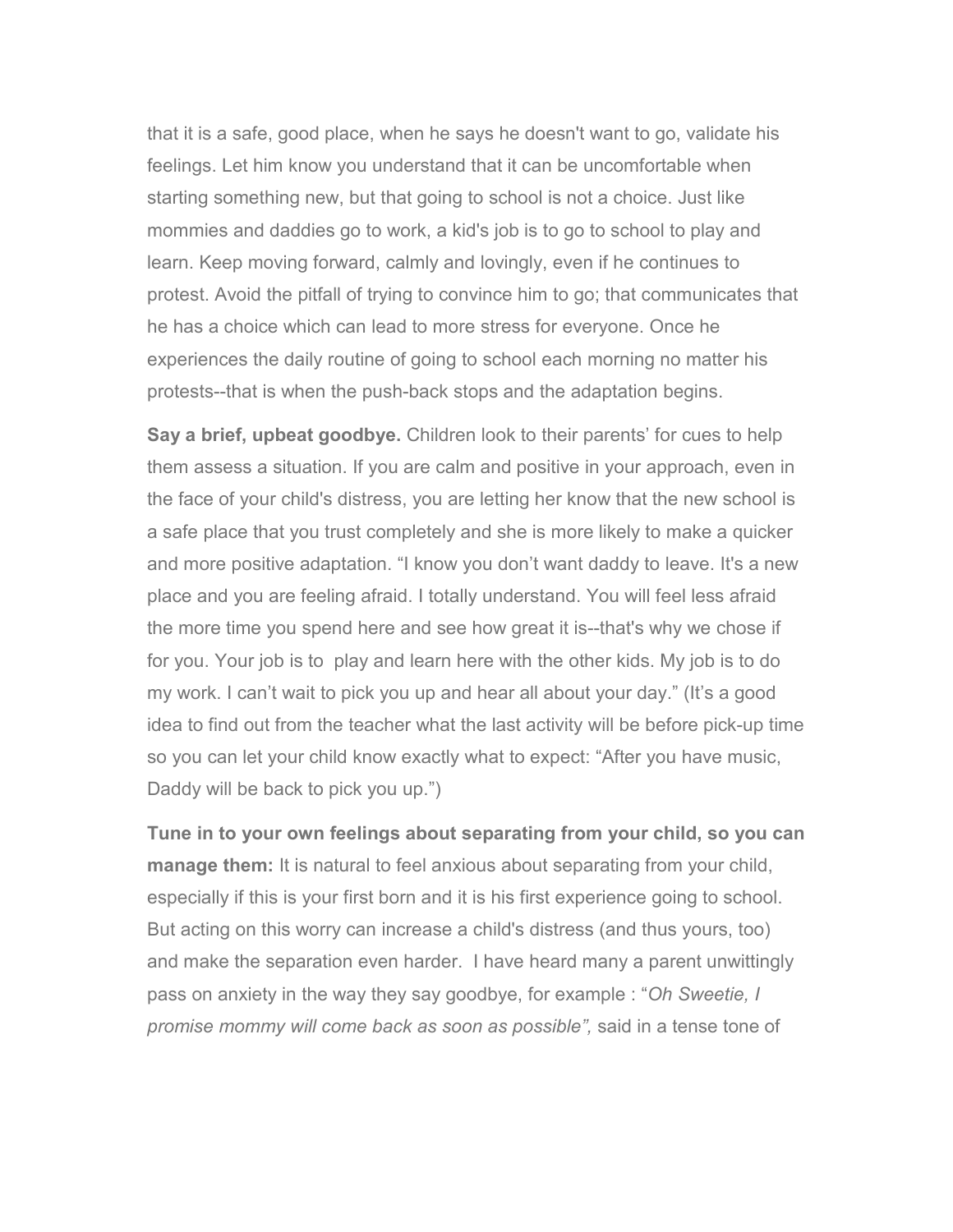that it is a safe, good place, when he says he doesn't want to go, validate his feelings. Let him know you understand that it can be uncomfortable when starting something new, but that going to school is not a choice. Just like mommies and daddies go to work, a kid's job is to go to school to play and learn. Keep moving forward, calmly and lovingly, even if he continues to protest. Avoid the pitfall of trying to convince him to go; that communicates that he has a choice which can lead to more stress for everyone. Once he experiences the daily routine of going to school each morning no matter his protests--that is when the push-back stops and the adaptation begins.

**Say a brief, upbeat goodbye.** Children look to their parents' for cues to help them assess a situation. If you are calm and positive in your approach, even in the face of your child's distress, you are letting her know that the new school is a safe place that you trust completely and she is more likely to make a quicker and more positive adaptation. "I know you don't want daddy to leave. It's a new place and you are feeling afraid. I totally understand. You will feel less afraid the more time you spend here and see how great it is--that's why we chose if for you. Your job is to play and learn here with the other kids. My job is to do my work. I can't wait to pick you up and hear all about your day." (It's a good idea to find out from the teacher what the last activity will be before pick-up time so you can let your child know exactly what to expect: "After you have music, Daddy will be back to pick you up.")

**Tune in to your own feelings about separating from your child, so you can manage them:** It is natural to feel anxious about separating from your child, especially if this is your first born and it is his first experience going to school. But acting on this worry can increase a child's distress (and thus yours, too) and make the separation even harder. I have heard many a parent unwittingly pass on anxiety in the way they say goodbye, for example : "*Oh Sweetie, I promise mommy will come back as soon as possible",* said in a tense tone of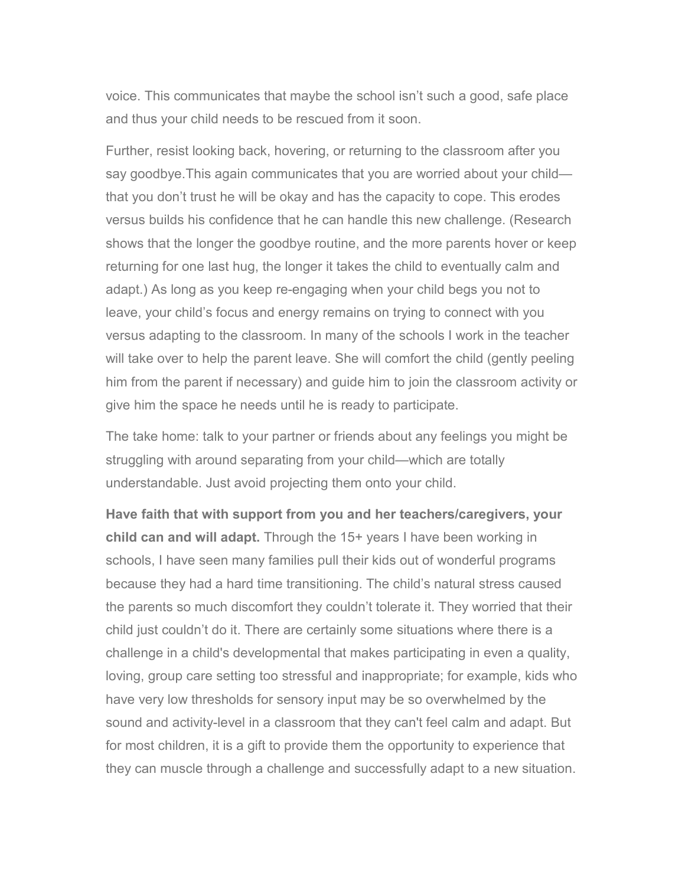voice. This communicates that maybe the school isn't such a good, safe place and thus your child needs to be rescued from it soon.

Further, resist looking back, hovering, or returning to the classroom after you say goodbye.This again communicates that you are worried about your child—that you don't trust he will be okay and has the capacity to cope. This erodes versus builds his confidence that he can handle this new challenge. (Research shows that the longer the goodbye routine, and the more parents hover or keep returning for one last hug, the longer it takes the child to eventually calm and adapt.) As long as you keep re-engaging when your child begs you not to leave, your child's focus and energy remains on trying to connect with you versus adapting to the classroom. In many of the schools I work in the teacher will take over to help the parent leave. She will comfort the child (gently peeling him from the parent if necessary) and guide him to join the classroom activity or give him the space he needs until he is ready to participate.

The take home: talk to your partner or friends about any feelings you might be struggling with around separating from your child—which are totally understandable. Just avoid projecting them onto your child.

**Have faith that with support from you and her teachers/caregivers, your child can and will adapt.** Through the 15+ years I have been working in schools, I have seen many families pull their kids out of wonderful programs because they had a hard time transitioning. The child's natural stress caused the parents so much discomfort they couldn't tolerate it. They worried that their child just couldn't do it. There are certainly some situations where there is a challenge in a child's developmental that makes participating in even a quality, loving, group care setting too stressful and inappropriate; for example, kids who have very low thresholds for sensory input may be so overwhelmed by the sound and activity-level in a classroom that they can't feel calm and adapt. But for most children, it is a gift to provide them the opportunity to experience that they can muscle through a challenge and successfully adapt to a new situation.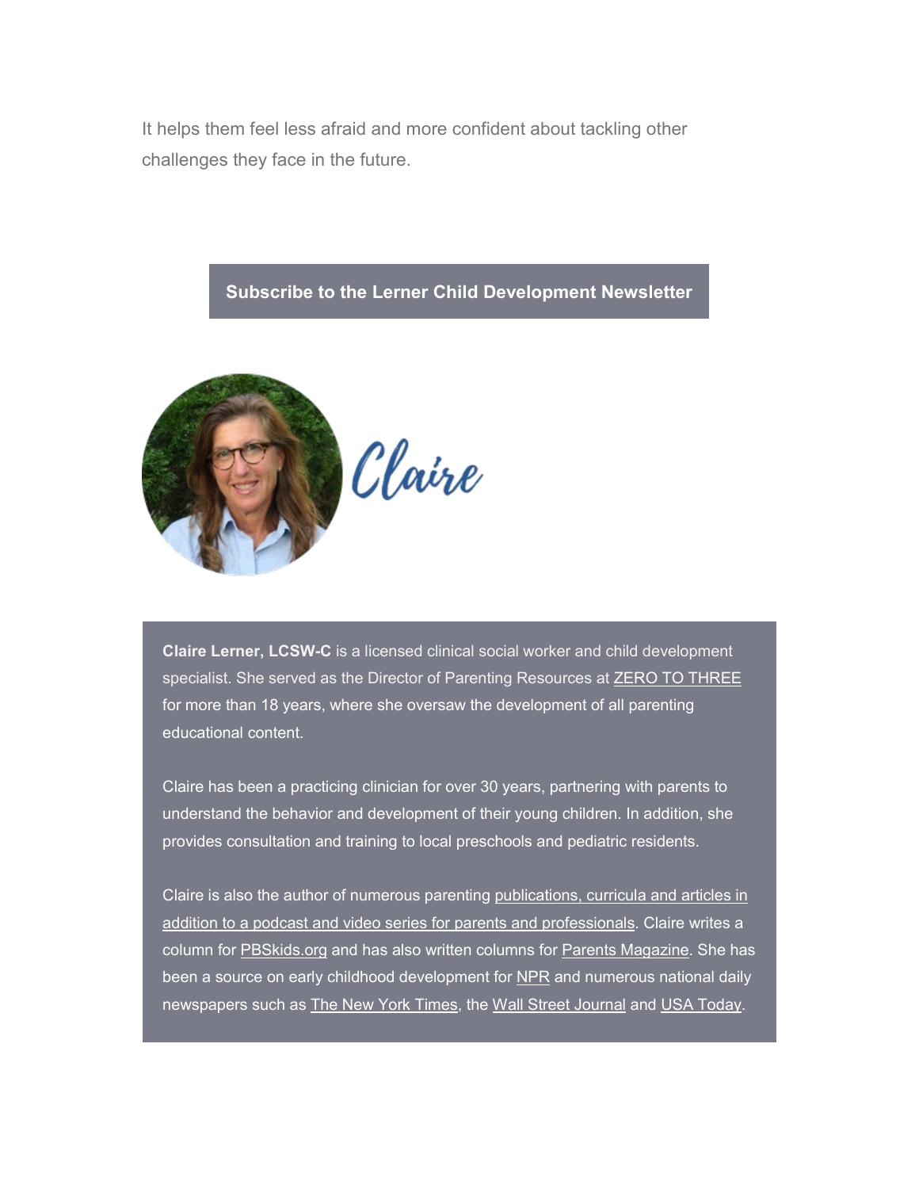It helps them feel less afraid and more confident about tackling other challenges they face in the future.

**Subscribe to the Lerner Child Development Newsletter**

Claire

**Claire Lerner, LCSW-C** is a licensed clinical social worker and child development specialist. She served as the Director of Parenting Resources at ZERO TO THREE for more than 18 years, where she oversaw the development of all parenting educational content.

Claire has been a practicing clinician for over 30 years, partnering with parents to understand the behavior and development of their young children. In addition, she provides consultation and training to local preschools and pediatric residents.

Claire is also the author of numerous parenting publications, curricula and articles in addition to a podcast and video series for parents and professionals. Claire writes a column for PBSkids.org and has also written columns for Parents Magazine. She has been a source on early childhood development for NPR and numerous national daily newspapers such as The New York Times, the Wall Street Journal and USA Today.